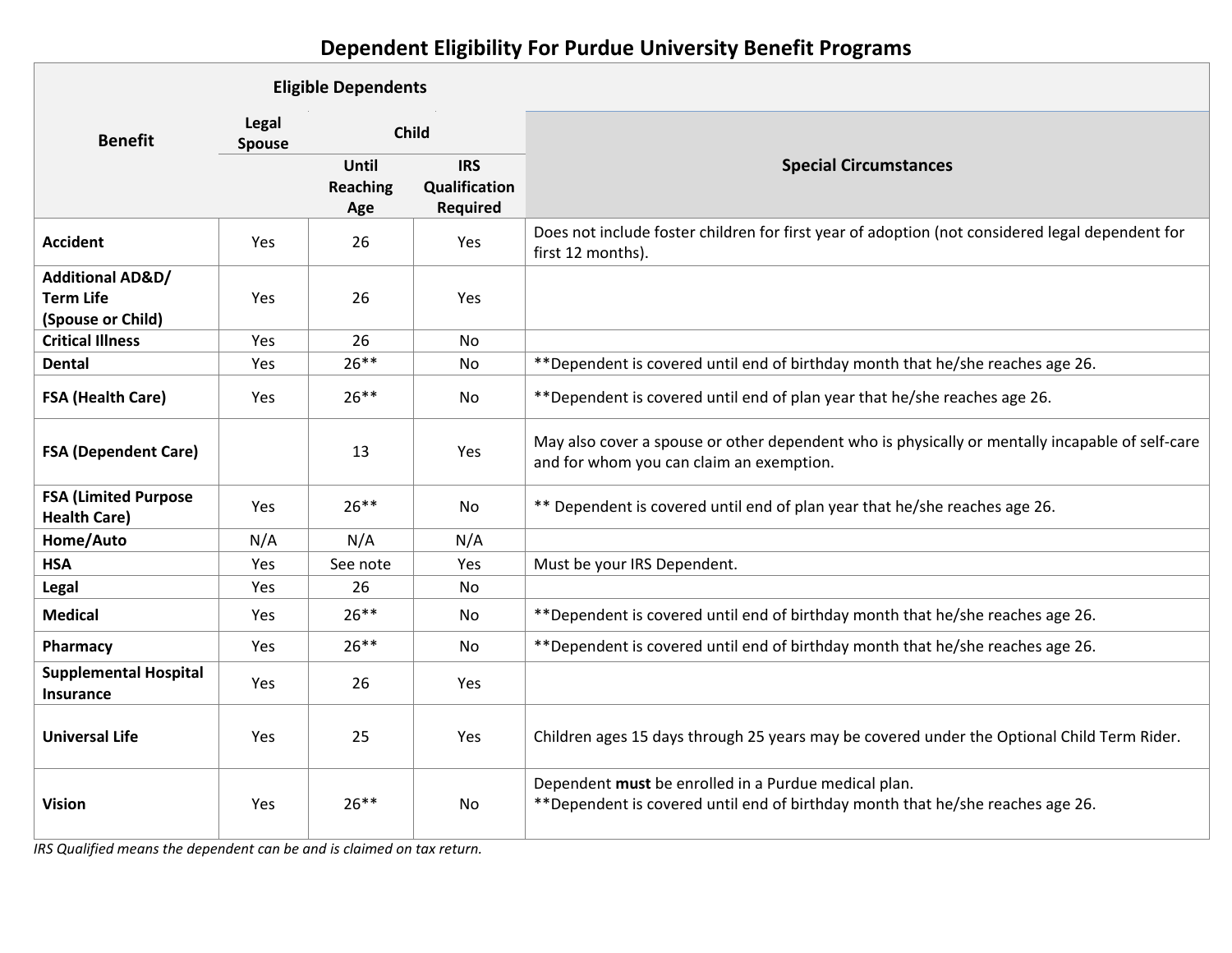# Dependent Eligibility For Purdue University Benefit Programs

| Benefit | Eligible Dependents | | | Special Circumstances |
|---|---|---|---|---|
| | Legal Spouse | Child | | |
| | | Until Reaching Age | IRS Qualification Required | |
| **Accident** | Yes | 26 | Yes | Does not include foster children for first year of adoption (not considered legal dependent for first 12 months). |
| **Additional AD&D/ Term Life (Spouse or Child)** | Yes | 26 | Yes | |
| **Critical Illness** | Yes | 26 | No | |
| **Dental** | Yes | 26** | No | **Dependent is covered until end of birthday month that he/she reaches age 26. |
| **FSA (Health Care)** | Yes | 26** | No | **Dependent is covered until end of plan year that he/she reaches age 26. |
| **FSA (Dependent Care)** | | 13 | Yes | May also cover a spouse or other dependent who is physically or mentally incapable of self-care and for whom you can claim an exemption. |
| **FSA (Limited Purpose Health Care)** | Yes | 26** | No | ** Dependent is covered until end of plan year that he/she reaches age 26. |
| **Home/Auto** | N/A | N/A | N/A | |
| **HSA** | Yes | See note | Yes | Must be your IRS Dependent. |
| **Legal** | Yes | 26 | No | |
| **Medical** | Yes | 26** | No | **Dependent is covered until end of birthday month that he/she reaches age 26. |
| **Pharmacy** | Yes | 26** | No | **Dependent is covered until end of birthday month that he/she reaches age 26. |
| **Supplemental Hospital Insurance** | Yes | 26 | Yes | |
| **Universal Life** | Yes | 25 | Yes | Children ages 15 days through 25 years may be covered under the Optional Child Term Rider. |
| **Vision** | Yes | 26** | No | Dependent **must** be enrolled in a Purdue medical plan.<br>**Dependent is covered until end of birthday month that he/she reaches age 26. |

*IRS Qualified means the dependent can be and is claimed on tax return.*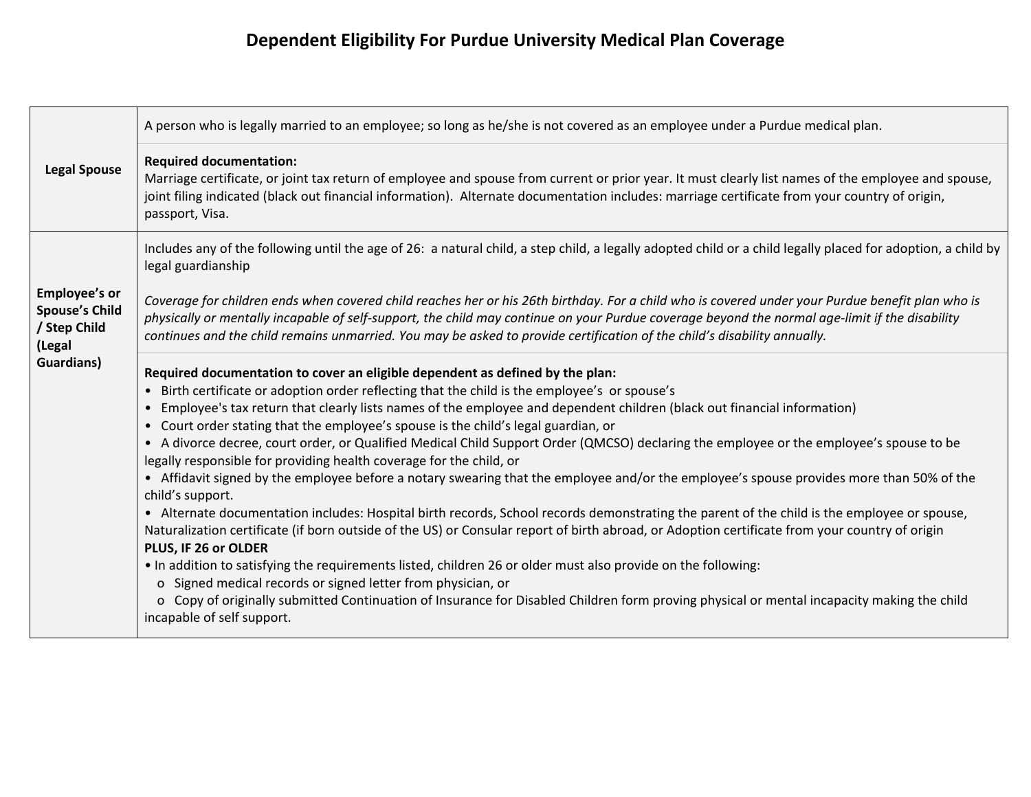# Dependent Eligibility For Purdue University Medical Plan Coverage

| | |
|---|---|
| **Legal Spouse** | A person who is legally married to an employee; so long as he/she is not covered as an employee under a Purdue medical plan.<br><br>**Required documentation:**<br>Marriage certificate, or joint tax return of employee and spouse from current or prior year. It must clearly list names of the employee and spouse, joint filing indicated (black out financial information). Alternate documentation includes: marriage certificate from your country of origin, passport, Visa. |
| **Employee's or Spouse's Child / Step Child (Legal Guardians)** | Includes any of the following until the age of 26: a natural child, a step child, a legally adopted child or a child legally placed for adoption, a child by legal guardianship<br><br>*Coverage for children ends when covered child reaches her or his 26th birthday. For a child who is covered under your Purdue benefit plan who is physically or mentally incapable of self-support, the child may continue on your Purdue coverage beyond the normal age-limit if the disability continues and the child remains unmarried. You may be asked to provide certification of the child's disability annually.*<br><br>**Required documentation to cover an eligible dependent as defined by the plan:**<br>• Birth certificate or adoption order reflecting that the child is the employee's or spouse's<br>• Employee's tax return that clearly lists names of the employee and dependent children (black out financial information)<br>• Court order stating that the employee's spouse is the child's legal guardian, or<br>• A divorce decree, court order, or Qualified Medical Child Support Order (QMCSO) declaring the employee or the employee's spouse to be legally responsible for providing health coverage for the child, or<br>• Affidavit signed by the employee before a notary swearing that the employee and/or the employee's spouse provides more than 50% of the child's support.<br>• Alternate documentation includes: Hospital birth records, School records demonstrating the parent of the child is the employee or spouse, Naturalization certificate (if born outside of the US) or Consular report of birth abroad, or Adoption certificate from your country of origin<br>**PLUS, IF 26 or OLDER**<br>• In addition to satisfying the requirements listed, children 26 or older must also provide on the following:<br>o Signed medical records or signed letter from physician, or<br>o Copy of originally submitted Continuation of Insurance for Disabled Children form proving physical or mental incapacity making the child incapable of self support. |